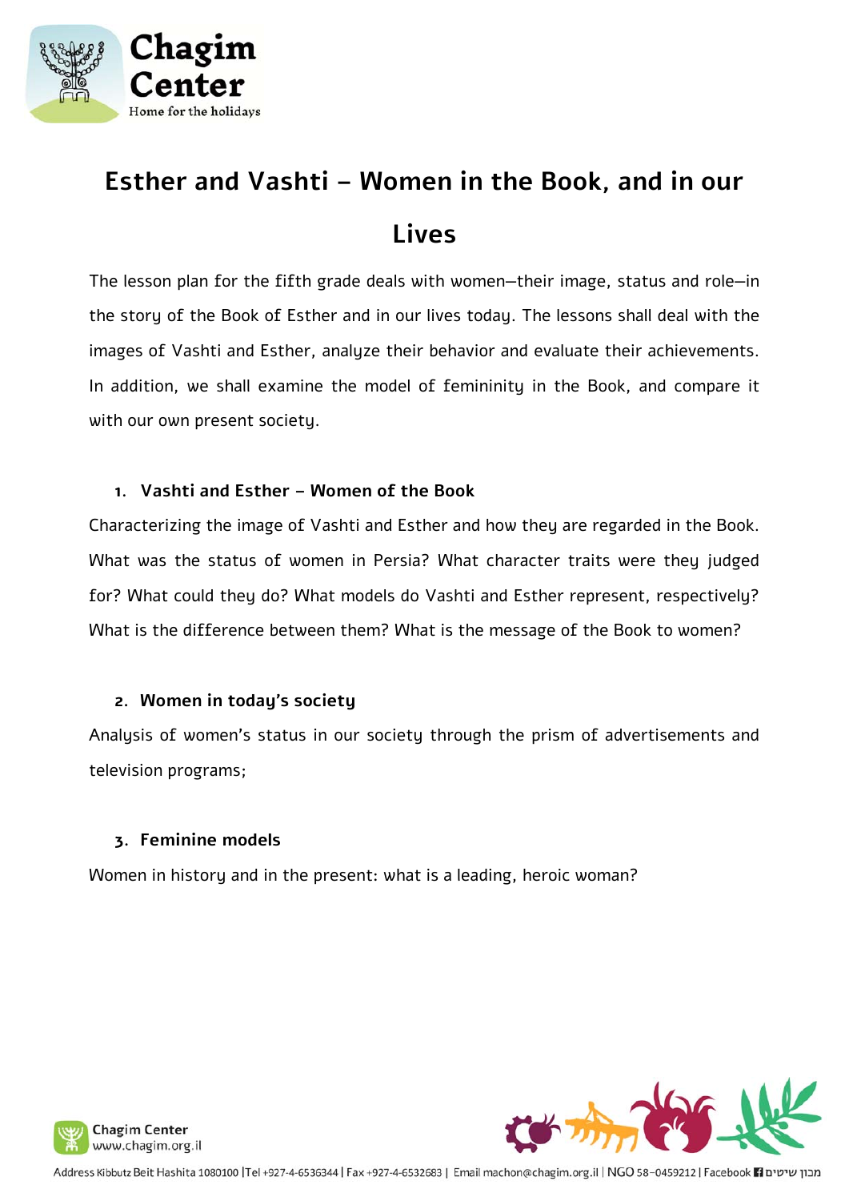# Esther and Vashti – Women in the Book, and in our Lives

The lesson plan for the fifth grade deals with women—their image, status and role—in the story of the Book of Esther and in our lives today. The lessons shall deal with the images of Vashti and Esther, analyze their behavior and evaluate their achievements. In addition, we shall examine the model of femininity in the Book, and compare it with our own present society.

1. **Vashti and Esther – Women of the Book**

Characterizing the image of Vashti and Esther and how they are regarded in the Book. What was the status of women in Persia? What character traits were they judged for? What could they do? What models do Vashti and Esther represent, respectively? What is the difference between them? What is the message of the Book to women?

2. **Women in today's society**

Analysis of women's status in our society through the prism of advertisements and television programs;

3. **Feminine models**

Women in history and in the present: what is a leading, heroic woman?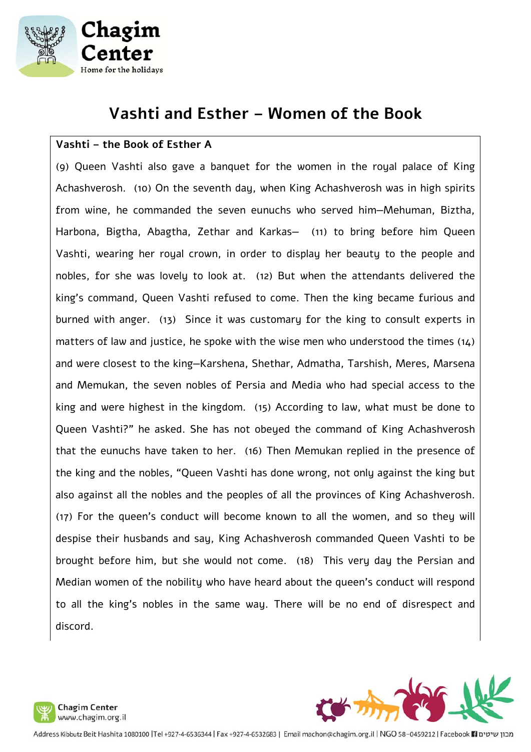# Vashti and Esther – Women of the Book

**Vashti – the Book of Esther A**

(9) Queen Vashti also gave a banquet for the women in the royal palace of King Achashverosh. (10) On the seventh day, when King Achashverosh was in high spirits from wine, he commanded the seven eunuchs who served him—Mehuman, Biztha, Harbona, Bigtha, Abagtha, Zethar and Karkas— (11) to bring before him Queen Vashti, wearing her royal crown, in order to display her beauty to the people and nobles, for she was lovely to look at. (12) But when the attendants delivered the king's command, Queen Vashti refused to come. Then the king became furious and burned with anger. (13) Since it was customary for the king to consult experts in matters of law and justice, he spoke with the wise men who understood the times (14) and were closest to the king—Karshena, Shethar, Admatha, Tarshish, Meres, Marsena and Memukan, the seven nobles of Persia and Media who had special access to the king and were highest in the kingdom. (15) According to law, what must be done to Queen Vashti?" he asked. She has not obeyed the command of King Achashverosh that the eunuchs have taken to her. (16) Then Memukan replied in the presence of the king and the nobles, "Queen Vashti has done wrong, not only against the king but also against all the nobles and the peoples of all the provinces of King Achashverosh. (17) For the queen's conduct will become known to all the women, and so they will despise their husbands and say, King Achashverosh commanded Queen Vashti to be brought before him, but she would not come. (18) This very day the Persian and Median women of the nobility who have heard about the queen's conduct will respond to all the king's nobles in the same way. There will be no end of disrespect and discord.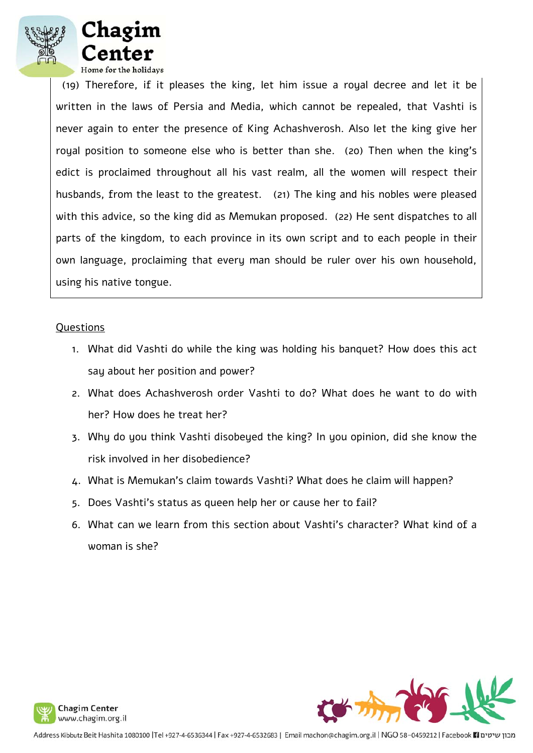(19) Therefore, if it pleases the king, let him issue a royal decree and let it be written in the laws of Persia and Media, which cannot be repealed, that Vashti is never again to enter the presence of King Achashverosh. Also let the king give her royal position to someone else who is better than she. (20) Then when the king's edict is proclaimed throughout all his vast realm, all the women will respect their husbands, from the least to the greatest. (21) The king and his nobles were pleased with this advice, so the king did as Memukan proposed. (22) He sent dispatches to all parts of the kingdom, to each province in its own script and to each people in their own language, proclaiming that every man should be ruler over his own household, using his native tongue.

Questions

1. What did Vashti do while the king was holding his banquet? How does this act say about her position and power?
2. What does Achashverosh order Vashti to do? What does he want to do with her? How does he treat her?
3. Why do you think Vashti disobeyed the king? In you opinion, did she know the risk involved in her disobedience?
4. What is Memukan's claim towards Vashti? What does he claim will happen?
5. Does Vashti's status as queen help her or cause her to fail?
6. What can we learn from this section about Vashti's character? What kind of a woman is she?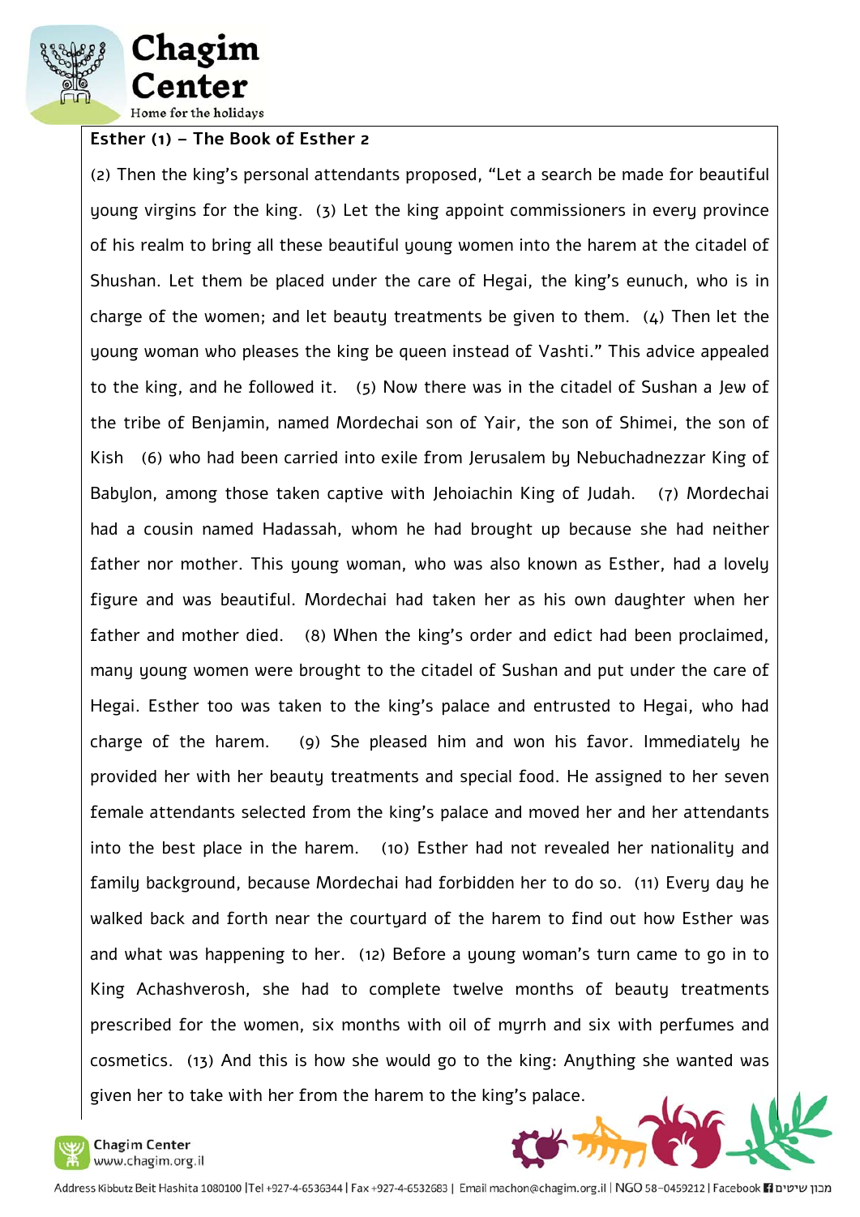**Esther (1) – The Book of Esther 2**

(2) Then the king's personal attendants proposed, "Let a search be made for beautiful young virgins for the king. (3) Let the king appoint commissioners in every province of his realm to bring all these beautiful young women into the harem at the citadel of Shushan. Let them be placed under the care of Hegai, the king's eunuch, who is in charge of the women; and let beauty treatments be given to them. (4) Then let the young woman who pleases the king be queen instead of Vashti." This advice appealed to the king, and he followed it. (5) Now there was in the citadel of Sushan a Jew of the tribe of Benjamin, named Mordechai son of Yair, the son of Shimei, the son of Kish (6) who had been carried into exile from Jerusalem by Nebuchadnezzar King of Babylon, among those taken captive with Jehoiachin King of Judah. (7) Mordechai had a cousin named Hadassah, whom he had brought up because she had neither father nor mother. This young woman, who was also known as Esther, had a lovely figure and was beautiful. Mordechai had taken her as his own daughter when her father and mother died. (8) When the king's order and edict had been proclaimed, many young women were brought to the citadel of Sushan and put under the care of Hegai. Esther too was taken to the king's palace and entrusted to Hegai, who had charge of the harem. (9) She pleased him and won his favor. Immediately he provided her with her beauty treatments and special food. He assigned to her seven female attendants selected from the king's palace and moved her and her attendants into the best place in the harem. (10) Esther had not revealed her nationality and family background, because Mordechai had forbidden her to do so. (11) Every day he walked back and forth near the courtyard of the harem to find out how Esther was and what was happening to her. (12) Before a young woman's turn came to go in to King Achashverosh, she had to complete twelve months of beauty treatments prescribed for the women, six months with oil of myrrh and six with perfumes and cosmetics. (13) And this is how she would go to the king: Anything she wanted was given her to take with her from the harem to the king's palace.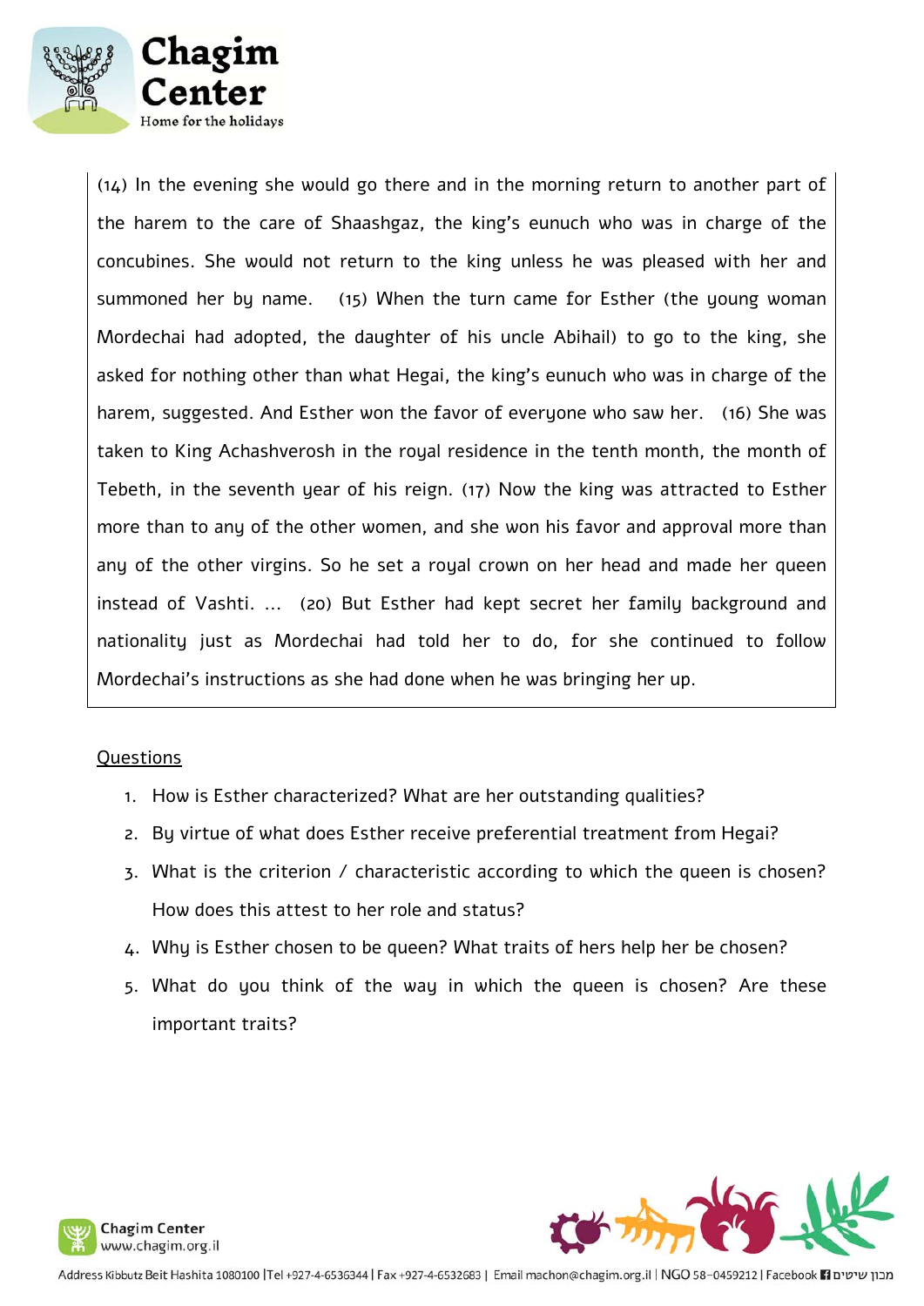(14) In the evening she would go there and in the morning return to another part of the harem to the care of Shaashgaz, the king's eunuch who was in charge of the concubines. She would not return to the king unless he was pleased with her and summoned her by name. (15) When the turn came for Esther (the young woman Mordechai had adopted, the daughter of his uncle Abihail) to go to the king, she asked for nothing other than what Hegai, the king's eunuch who was in charge of the harem, suggested. And Esther won the favor of everyone who saw her. (16) She was taken to King Achashverosh in the royal residence in the tenth month, the month of Tebeth, in the seventh year of his reign. (17) Now the king was attracted to Esther more than to any of the other women, and she won his favor and approval more than any of the other virgins. So he set a royal crown on her head and made her queen instead of Vashti. ... (20) But Esther had kept secret her family background and nationality just as Mordechai had told her to do, for she continued to follow Mordechai's instructions as she had done when he was bringing her up.

Questions

1. How is Esther characterized? What are her outstanding qualities?
2. By virtue of what does Esther receive preferential treatment from Hegai?
3. What is the criterion / characteristic according to which the queen is chosen? How does this attest to her role and status?
4. Why is Esther chosen to be queen? What traits of hers help her be chosen?
5. What do you think of the way in which the queen is chosen? Are these important traits?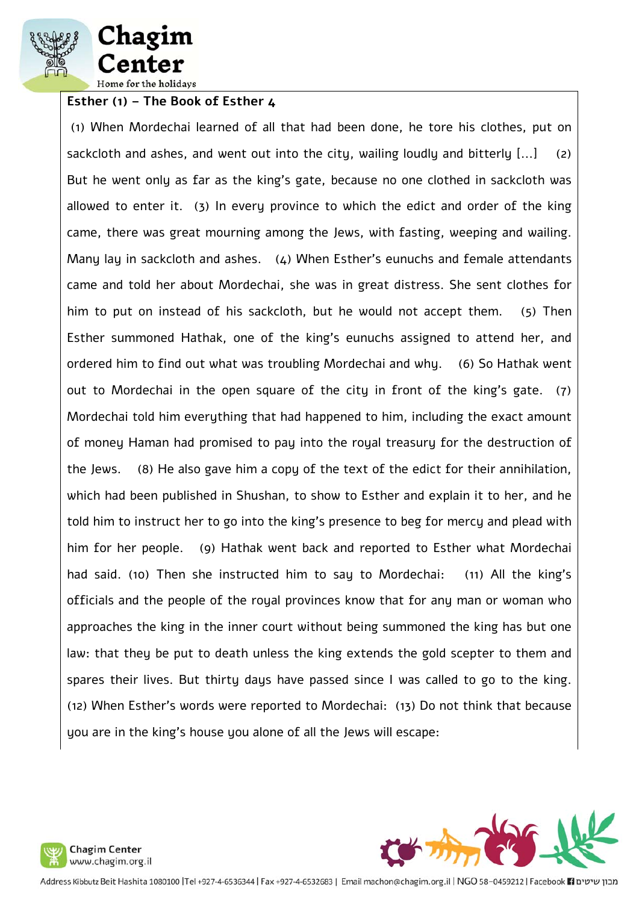**Esther (1) – The Book of Esther 4**

(1) When Mordechai learned of all that had been done, he tore his clothes, put on sackcloth and ashes, and went out into the city, wailing loudly and bitterly [...] (2) But he went only as far as the king's gate, because no one clothed in sackcloth was allowed to enter it. (3) In every province to which the edict and order of the king came, there was great mourning among the Jews, with fasting, weeping and wailing. Many lay in sackcloth and ashes. (4) When Esther's eunuchs and female attendants came and told her about Mordechai, she was in great distress. She sent clothes for him to put on instead of his sackcloth, but he would not accept them. (5) Then Esther summoned Hathak, one of the king's eunuchs assigned to attend her, and ordered him to find out what was troubling Mordechai and why. (6) So Hathak went out to Mordechai in the open square of the city in front of the king's gate. (7) Mordechai told him everything that had happened to him, including the exact amount of money Haman had promised to pay into the royal treasury for the destruction of the Jews. (8) He also gave him a copy of the text of the edict for their annihilation, which had been published in Shushan, to show to Esther and explain it to her, and he told him to instruct her to go into the king's presence to beg for mercy and plead with him for her people. (9) Hathak went back and reported to Esther what Mordechai had said. (10) Then she instructed him to say to Mordechai: (11) All the king's officials and the people of the royal provinces know that for any man or woman who approaches the king in the inner court without being summoned the king has but one law: that they be put to death unless the king extends the gold scepter to them and spares their lives. But thirty days have passed since I was called to go to the king. (12) When Esther's words were reported to Mordechai: (13) Do not think that because you are in the king's house you alone of all the Jews will escape: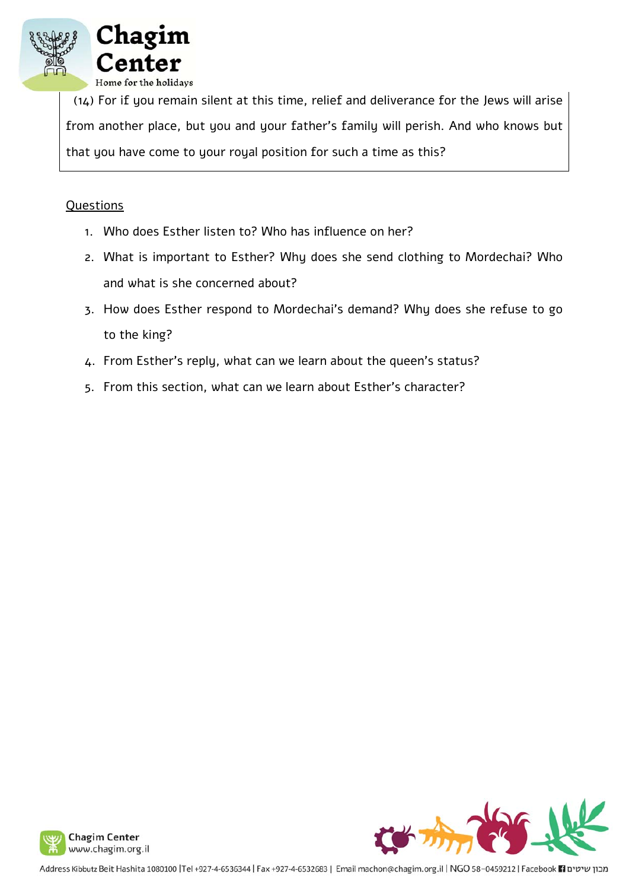(14) For if you remain silent at this time, relief and deliverance for the Jews will arise from another place, but you and your father's family will perish. And who knows but that you have come to your royal position for such a time as this?

Questions

1. Who does Esther listen to? Who has influence on her?
2. What is important to Esther? Why does she send clothing to Mordechai? Who and what is she concerned about?
3. How does Esther respond to Mordechai's demand? Why does she refuse to go to the king?
4. From Esther's reply, what can we learn about the queen's status?
5. From this section, what can we learn about Esther's character?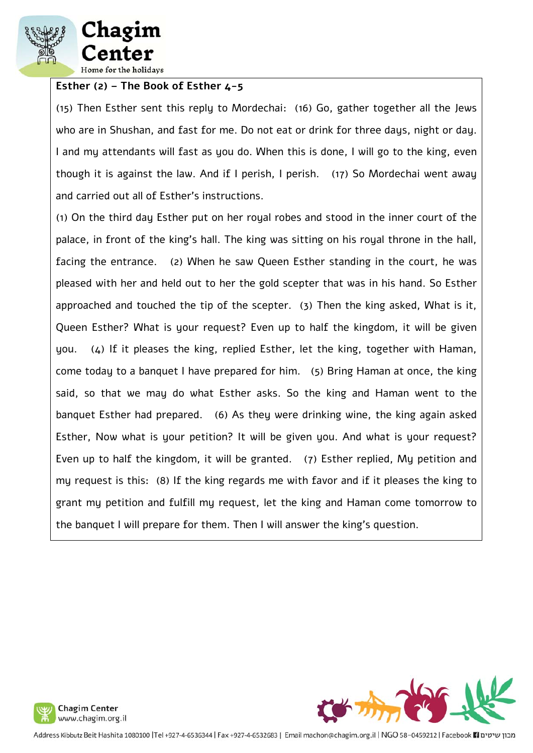**Esther (2) – The Book of Esther 4-5**

(15) Then Esther sent this reply to Mordechai: (16) Go, gather together all the Jews who are in Shushan, and fast for me. Do not eat or drink for three days, night or day. I and my attendants will fast as you do. When this is done, I will go to the king, even though it is against the law. And if I perish, I perish. (17) So Mordechai went away and carried out all of Esther's instructions.

(1) On the third day Esther put on her royal robes and stood in the inner court of the palace, in front of the king's hall. The king was sitting on his royal throne in the hall, facing the entrance. (2) When he saw Queen Esther standing in the court, he was pleased with her and held out to her the gold scepter that was in his hand. So Esther approached and touched the tip of the scepter. (3) Then the king asked, What is it, Queen Esther? What is your request? Even up to half the kingdom, it will be given you. (4) If it pleases the king, replied Esther, let the king, together with Haman, come today to a banquet I have prepared for him. (5) Bring Haman at once, the king said, so that we may do what Esther asks. So the king and Haman went to the banquet Esther had prepared. (6) As they were drinking wine, the king again asked Esther, Now what is your petition? It will be given you. And what is your request? Even up to half the kingdom, it will be granted. (7) Esther replied, My petition and my request is this: (8) If the king regards me with favor and if it pleases the king to grant my petition and fulfill my request, let the king and Haman come tomorrow to the banquet I will prepare for them. Then I will answer the king's question.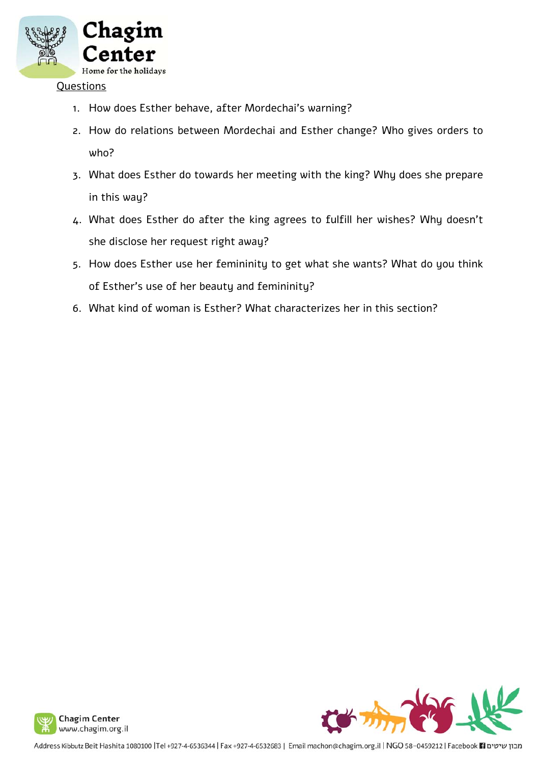## Questions

1. How does Esther behave, after Mordechai's warning?
2. How do relations between Mordechai and Esther change? Who gives orders to who?
3. What does Esther do towards her meeting with the king? Why does she prepare in this way?
4. What does Esther do after the king agrees to fulfill her wishes? Why doesn't she disclose her request right away?
5. How does Esther use her femininity to get what she wants? What do you think of Esther's use of her beauty and femininity?
6. What kind of woman is Esther? What characterizes her in this section?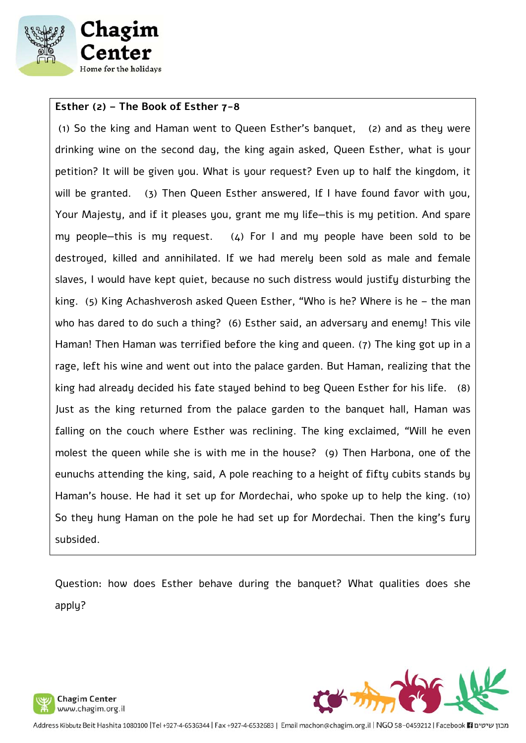**Esther (2) – The Book of Esther 7-8**

(1) So the king and Haman went to Queen Esther's banquet, (2) and as they were drinking wine on the second day, the king again asked, Queen Esther, what is your petition? It will be given you. What is your request? Even up to half the kingdom, it will be granted. (3) Then Queen Esther answered, If I have found favor with you, Your Majesty, and if it pleases you, grant me my life—this is my petition. And spare my people—this is my request. (4) For I and my people have been sold to be destroyed, killed and annihilated. If we had merely been sold as male and female slaves, I would have kept quiet, because no such distress would justify disturbing the king. (5) King Achashverosh asked Queen Esther, "Who is he? Where is he – the man who has dared to do such a thing? (6) Esther said, an adversary and enemy! This vile Haman! Then Haman was terrified before the king and queen. (7) The king got up in a rage, left his wine and went out into the palace garden. But Haman, realizing that the king had already decided his fate stayed behind to beg Queen Esther for his life. (8) Just as the king returned from the palace garden to the banquet hall, Haman was falling on the couch where Esther was reclining. The king exclaimed, "Will he even molest the queen while she is with me in the house? (9) Then Harbona, one of the eunuchs attending the king, said, A pole reaching to a height of fifty cubits stands by Haman's house. He had it set up for Mordechai, who spoke up to help the king. (10) So they hung Haman on the pole he had set up for Mordechai. Then the king's fury subsided.

Question: how does Esther behave during the banquet? What qualities does she apply?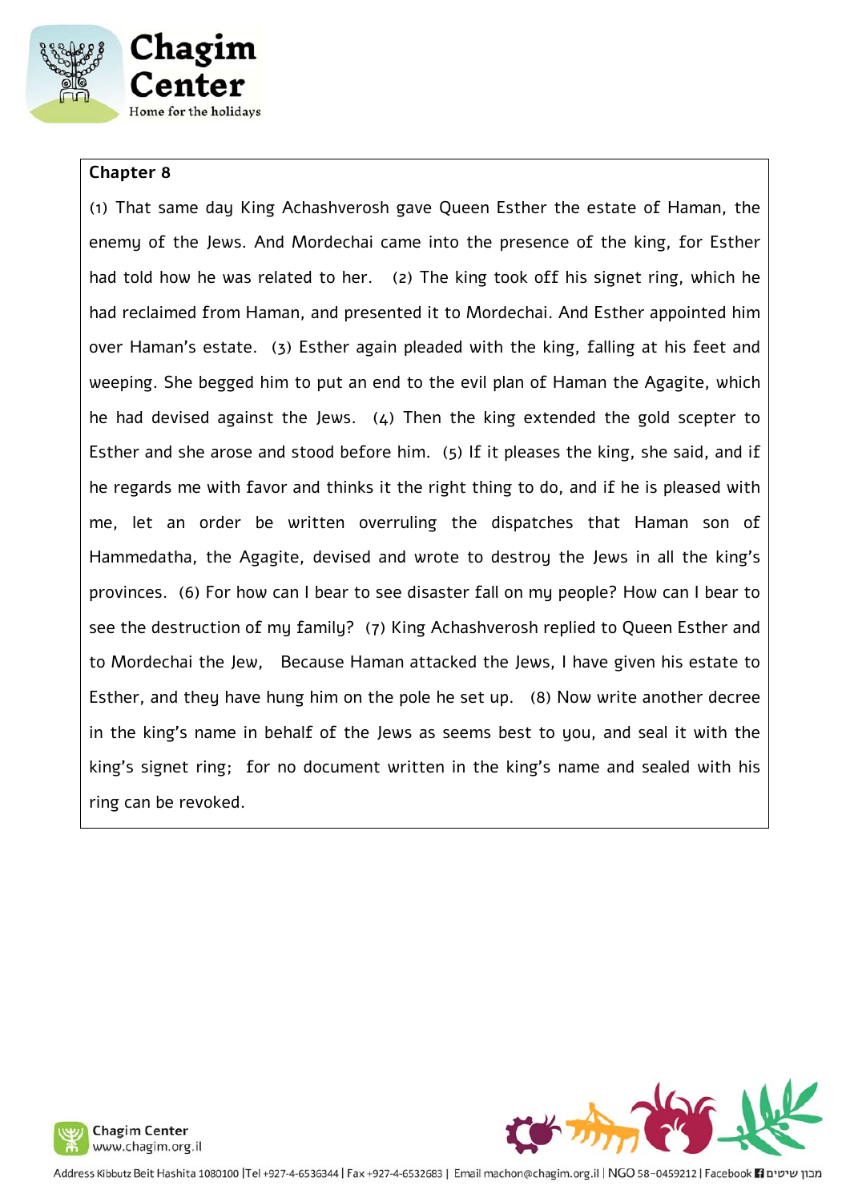**Chapter 8**

(1) That same day King Achashverosh gave Queen Esther the estate of Haman, the enemy of the Jews. And Mordechai came into the presence of the king, for Esther had told how he was related to her. (2) The king took off his signet ring, which he had reclaimed from Haman, and presented it to Mordechai. And Esther appointed him over Haman's estate. (3) Esther again pleaded with the king, falling at his feet and weeping. She begged him to put an end to the evil plan of Haman the Agagite, which he had devised against the Jews. (4) Then the king extended the gold scepter to Esther and she arose and stood before him. (5) If it pleases the king, she said, and if he regards me with favor and thinks it the right thing to do, and if he is pleased with me, let an order be written overruling the dispatches that Haman son of Hammedatha, the Agagite, devised and wrote to destroy the Jews in all the king's provinces. (6) For how can I bear to see disaster fall on my people? How can I bear to see the destruction of my family? (7) King Achashverosh replied to Queen Esther and to Mordechai the Jew, Because Haman attacked the Jews, I have given his estate to Esther, and they have hung him on the pole he set up. (8) Now write another decree in the king's name in behalf of the Jews as seems best to you, and seal it with the king's signet ring; for no document written in the king's name and sealed with his ring can be revoked.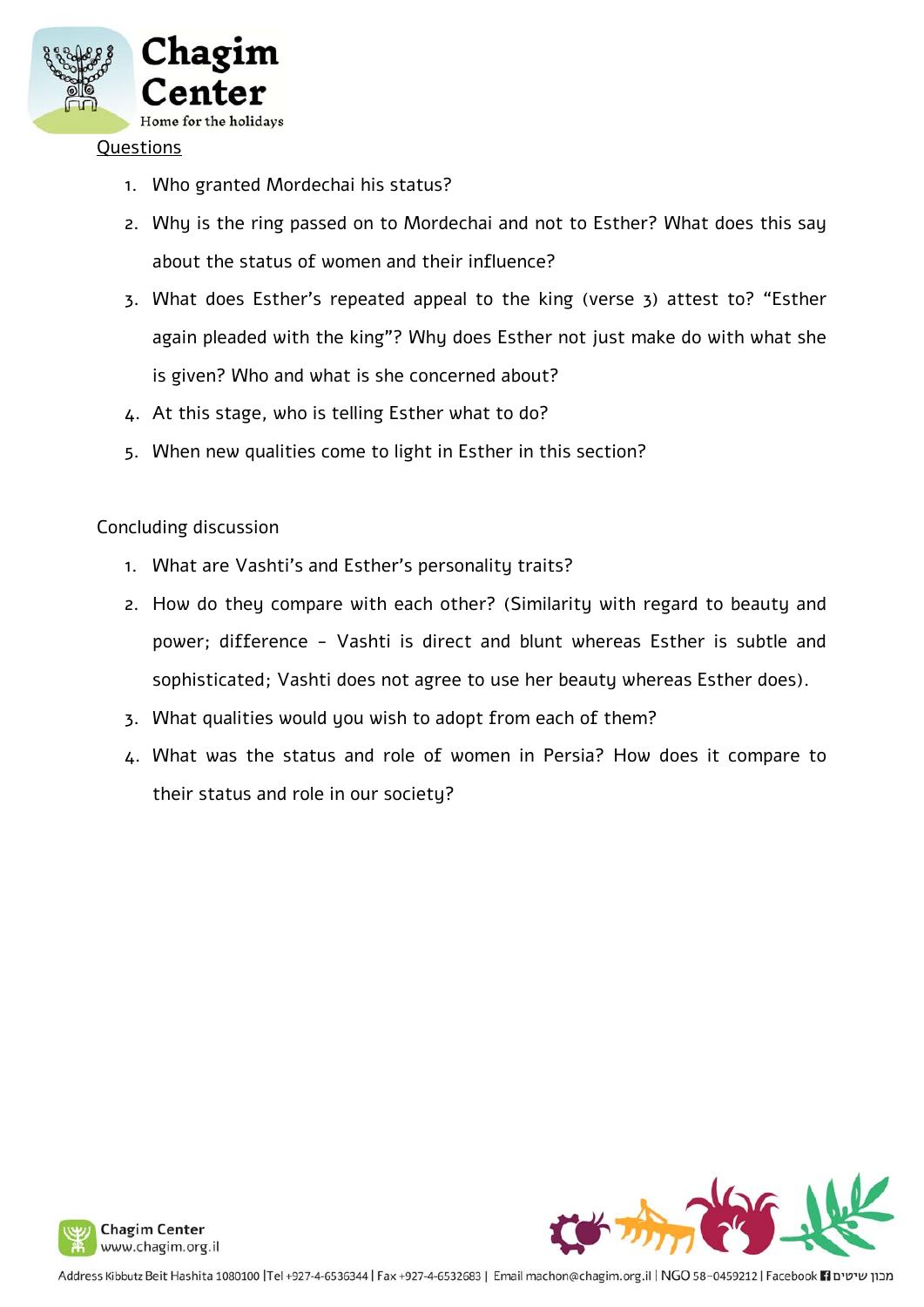Questions

1. Who granted Mordechai his status?
2. Why is the ring passed on to Mordechai and not to Esther? What does this say about the status of women and their influence?
3. What does Esther's repeated appeal to the king (verse 3) attest to? "Esther again pleaded with the king"? Why does Esther not just make do with what she is given? Who and what is she concerned about?
4. At this stage, who is telling Esther what to do?
5. When new qualities come to light in Esther in this section?

Concluding discussion

1. What are Vashti's and Esther's personality traits?
2. How do they compare with each other? (Similarity with regard to beauty and power; difference - Vashti is direct and blunt whereas Esther is subtle and sophisticated; Vashti does not agree to use her beauty whereas Esther does).
3. What qualities would you wish to adopt from each of them?
4. What was the status and role of women in Persia? How does it compare to their status and role in our society?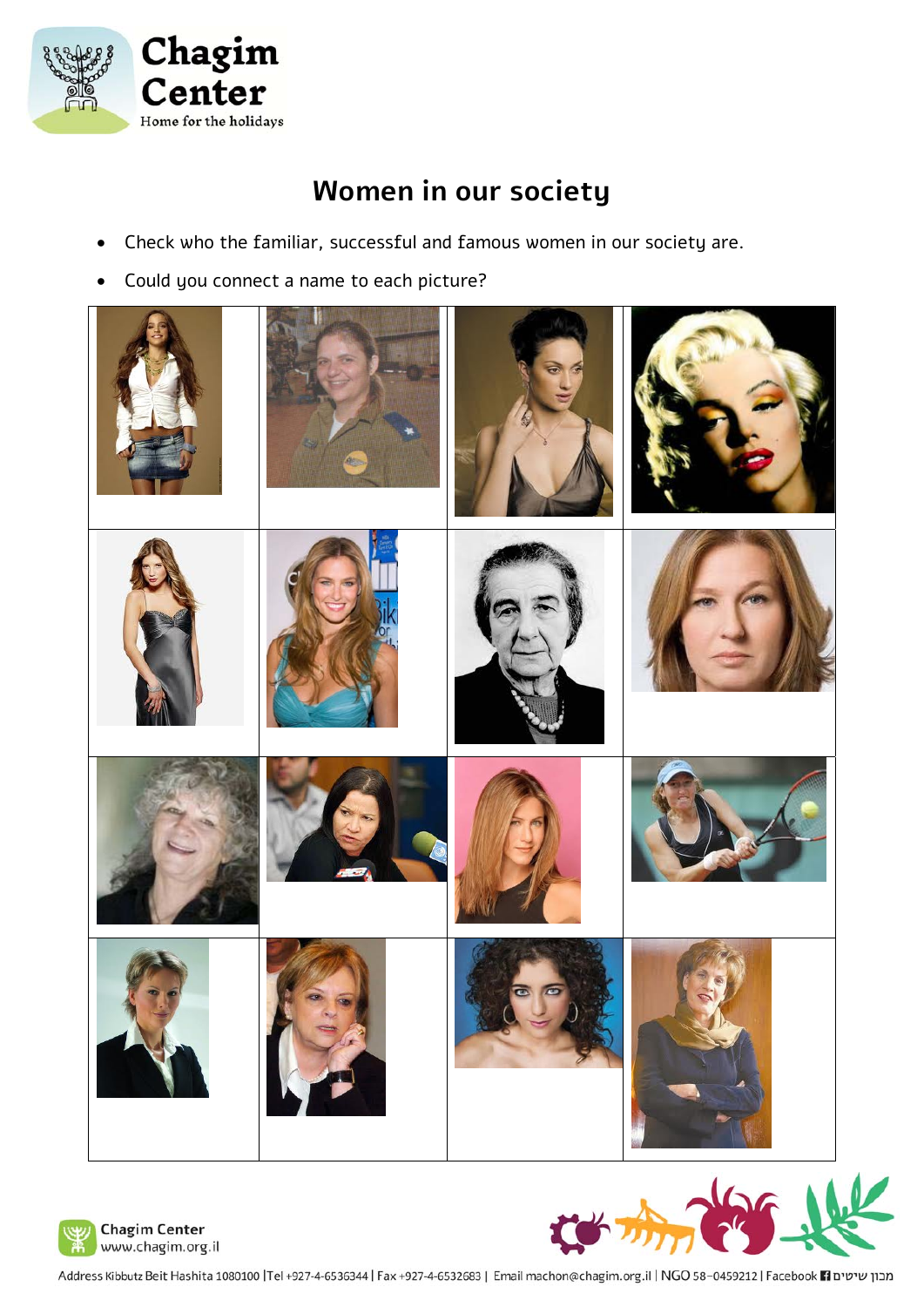# Women in our society

- Check who the familiar, successful and famous women in our society are.
- Could you connect a name to each picture?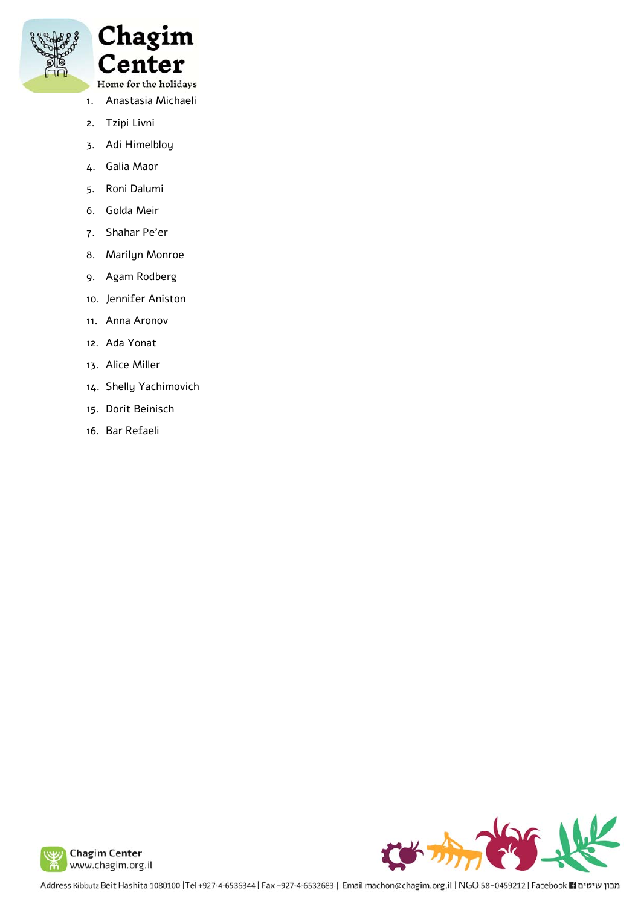1. Anastasia Michaeli
2. Tzipi Livni
3. Adi Himelbloy
4. Galia Maor
5. Roni Dalumi
6. Golda Meir
7. Shahar Pe'er
8. Marilyn Monroe
9. Agam Rodberg
10. Jennifer Aniston
11. Anna Aronov
12. Ada Yonat
13. Alice Miller
14. Shelly Yachimovich
15. Dorit Beinisch
16. Bar Refaeli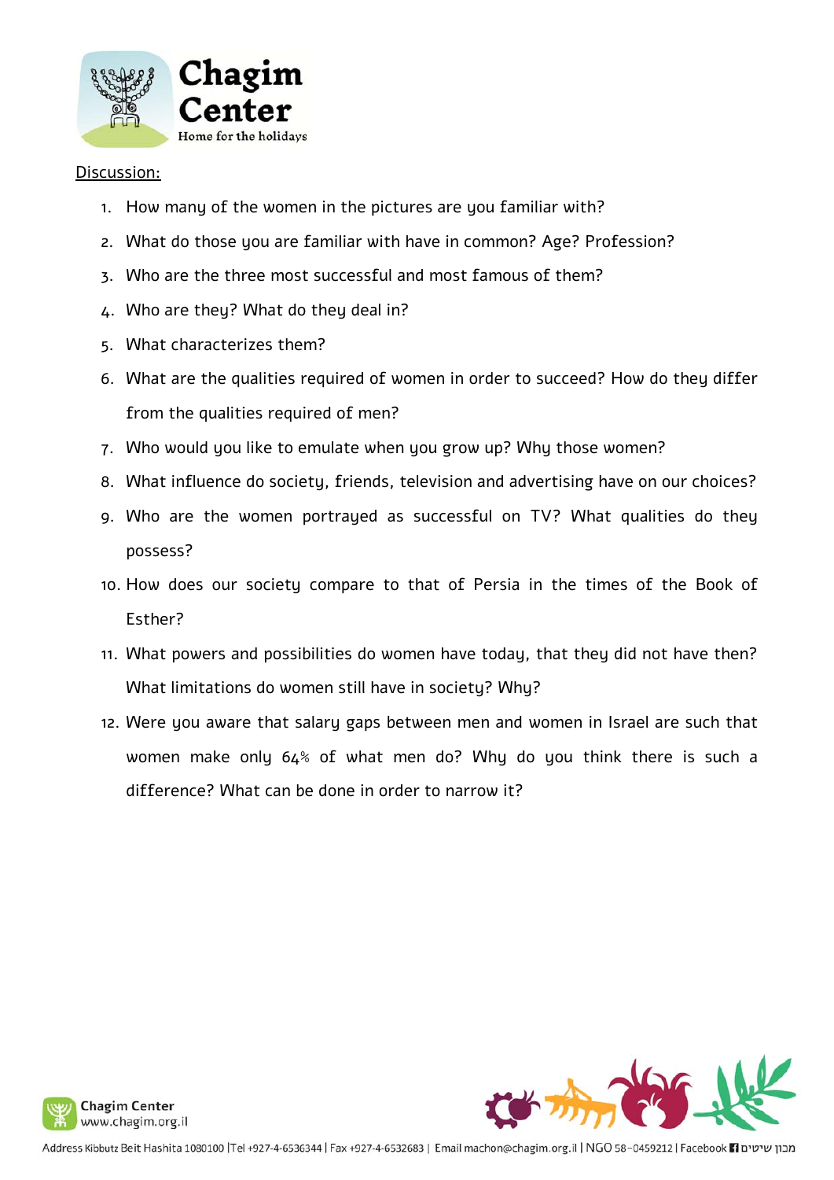Discussion:

1. How many of the women in the pictures are you familiar with?
2. What do those you are familiar with have in common? Age? Profession?
3. Who are the three most successful and most famous of them?
4. Who are they? What do they deal in?
5. What characterizes them?
6. What are the qualities required of women in order to succeed? How do they differ from the qualities required of men?
7. Who would you like to emulate when you grow up? Why those women?
8. What influence do society, friends, television and advertising have on our choices?
9. Who are the women portrayed as successful on TV? What qualities do they possess?
10. How does our society compare to that of Persia in the times of the Book of Esther?
11. What powers and possibilities do women have today, that they did not have then? What limitations do women still have in society? Why?
12. Were you aware that salary gaps between men and women in Israel are such that women make only 64% of what men do? Why do you think there is such a difference? What can be done in order to narrow it?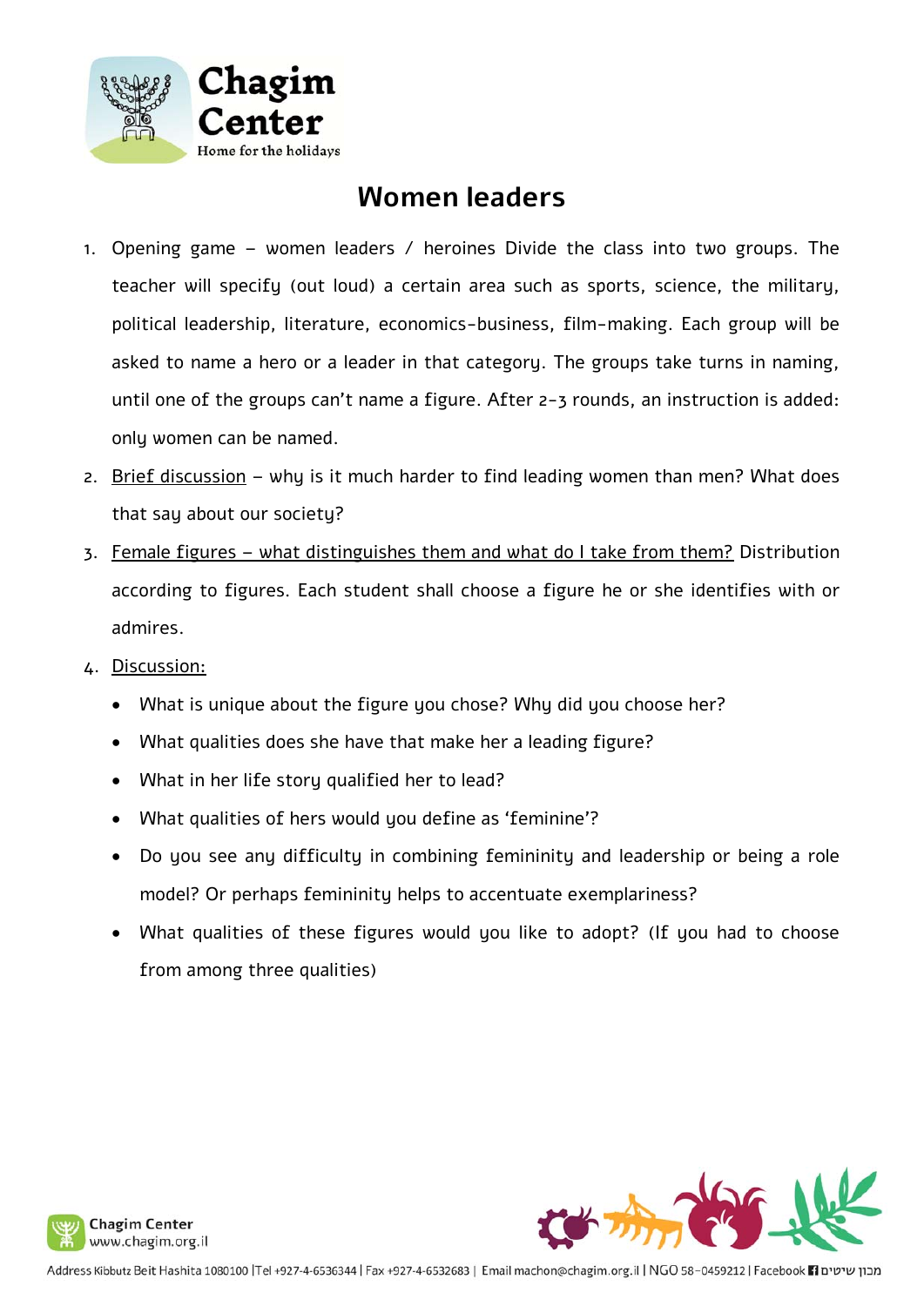# Women leaders

1. Opening game – women leaders / heroines Divide the class into two groups. The teacher will specify (out loud) a certain area such as sports, science, the military, political leadership, literature, economics-business, film-making. Each group will be asked to name a hero or a leader in that category. The groups take turns in naming, until one of the groups can't name a figure. After 2-3 rounds, an instruction is added: only women can be named.
2. Brief discussion – why is it much harder to find leading women than men? What does that say about our society?
3. Female figures – what distinguishes them and what do I take from them? Distribution according to figures. Each student shall choose a figure he or she identifies with or admires.
4. Discussion:
   - What is unique about the figure you chose? Why did you choose her?
   - What qualities does she have that make her a leading figure?
   - What in her life story qualified her to lead?
   - What qualities of hers would you define as 'feminine'?
   - Do you see any difficulty in combining femininity and leadership or being a role model? Or perhaps femininity helps to accentuate exemplariness?
   - What qualities of these figures would you like to adopt? (If you had to choose from among three qualities)